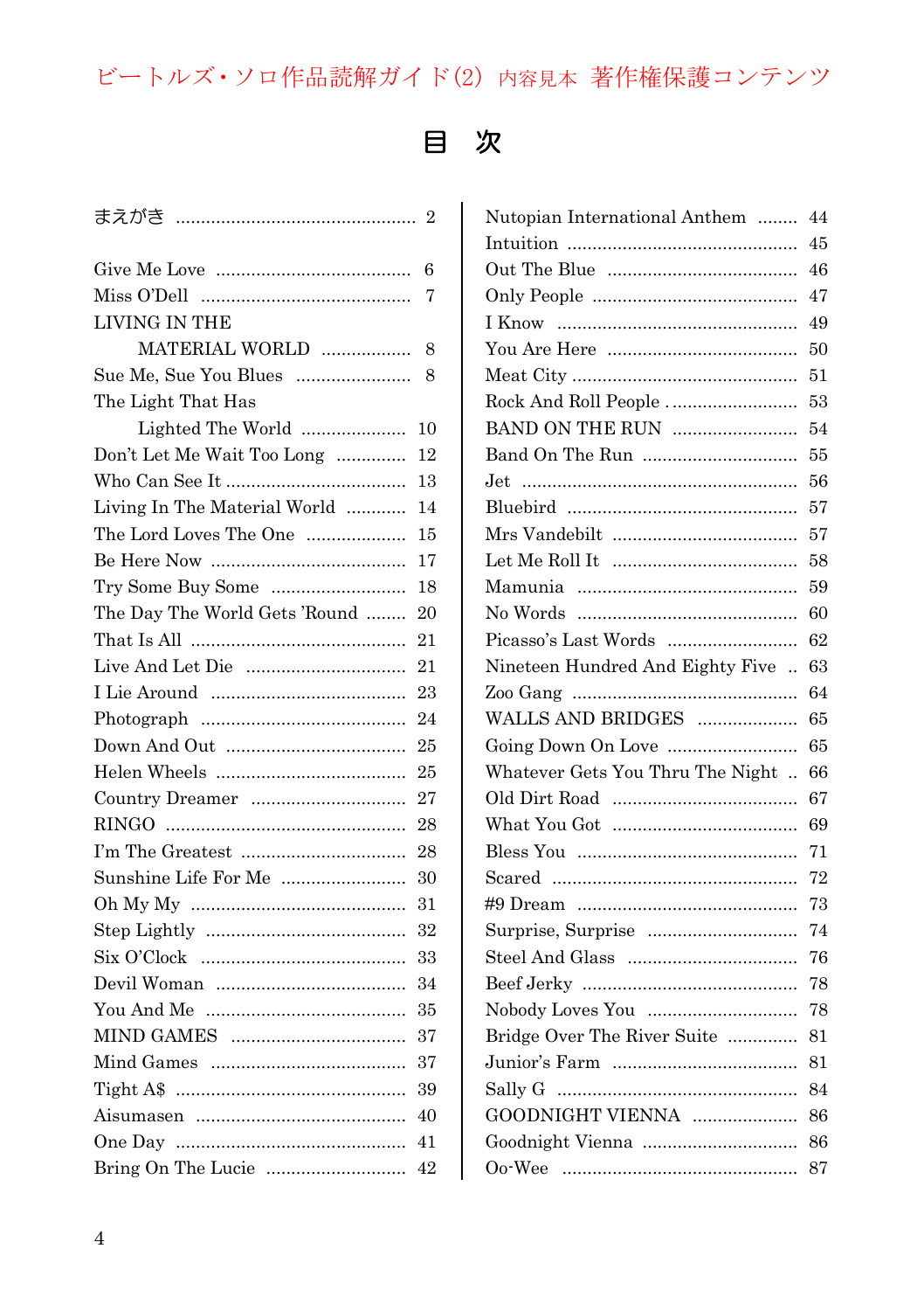ビートルズ・ソロ作品読解ガイド(2) 内容見本 著作権保護コンテンツ

# 目　次

まえがき ........ 2

Give Me Love ........ 6
Miss O'Dell ........ 7
LIVING IN THE MATERIAL WORLD ........ 8
Sue Me, Sue You Blues ........ 8
The Light That Has Lighted The World ........ 10
Don't Let Me Wait Too Long ........ 12
Who Can See It ........ 13
Living In The Material World ........ 14
The Lord Loves The One ........ 15
Be Here Now ........ 17
Try Some Buy Some ........ 18
The Day The World Gets 'Round ........ 20
That Is All ........ 21
Live And Let Die ........ 21
I Lie Around ........ 23
Photograph ........ 24
Down And Out ........ 25
Helen Wheels ........ 25
Country Dreamer ........ 27
RINGO ........ 28
I'm The Greatest ........ 28
Sunshine Life For Me ........ 30
Oh My My ........ 31
Step Lightly ........ 32
Six O'Clock ........ 33
Devil Woman ........ 34
You And Me ........ 35
MIND GAMES ........ 37
Mind Games ........ 37
Tight A$ ........ 39
Aisumasen ........ 40
One Day ........ 41
Bring On The Lucie ........ 42
Nutopian International Anthem ........ 44
Intuition ........ 45
Out The Blue ........ 46
Only People ........ 47
I Know ........ 49
You Are Here ........ 50
Meat City ........ 51
Rock And Roll People ........ 53
BAND ON THE RUN ........ 54
Band On The Run ........ 55
Jet ........ 56
Bluebird ........ 57
Mrs Vandebilt ........ 57
Let Me Roll It ........ 58
Mamunia ........ 59
No Words ........ 60
Picasso's Last Words ........ 62
Nineteen Hundred And Eighty Five ........ 63
Zoo Gang ........ 64
WALLS AND BRIDGES ........ 65
Going Down On Love ........ 65
Whatever Gets You Thru The Night ........ 66
Old Dirt Road ........ 67
What You Got ........ 69
Bless You ........ 71
Scared ........ 72
#9 Dream ........ 73
Surprise, Surprise ........ 74
Steel And Glass ........ 76
Beef Jerky ........ 78
Nobody Loves You ........ 78
Bridge Over The River Suite ........ 81
Junior's Farm ........ 81
Sally G ........ 84
GOODNIGHT VIENNA ........ 86
Goodnight Vienna ........ 86
Oo-Wee ........ 87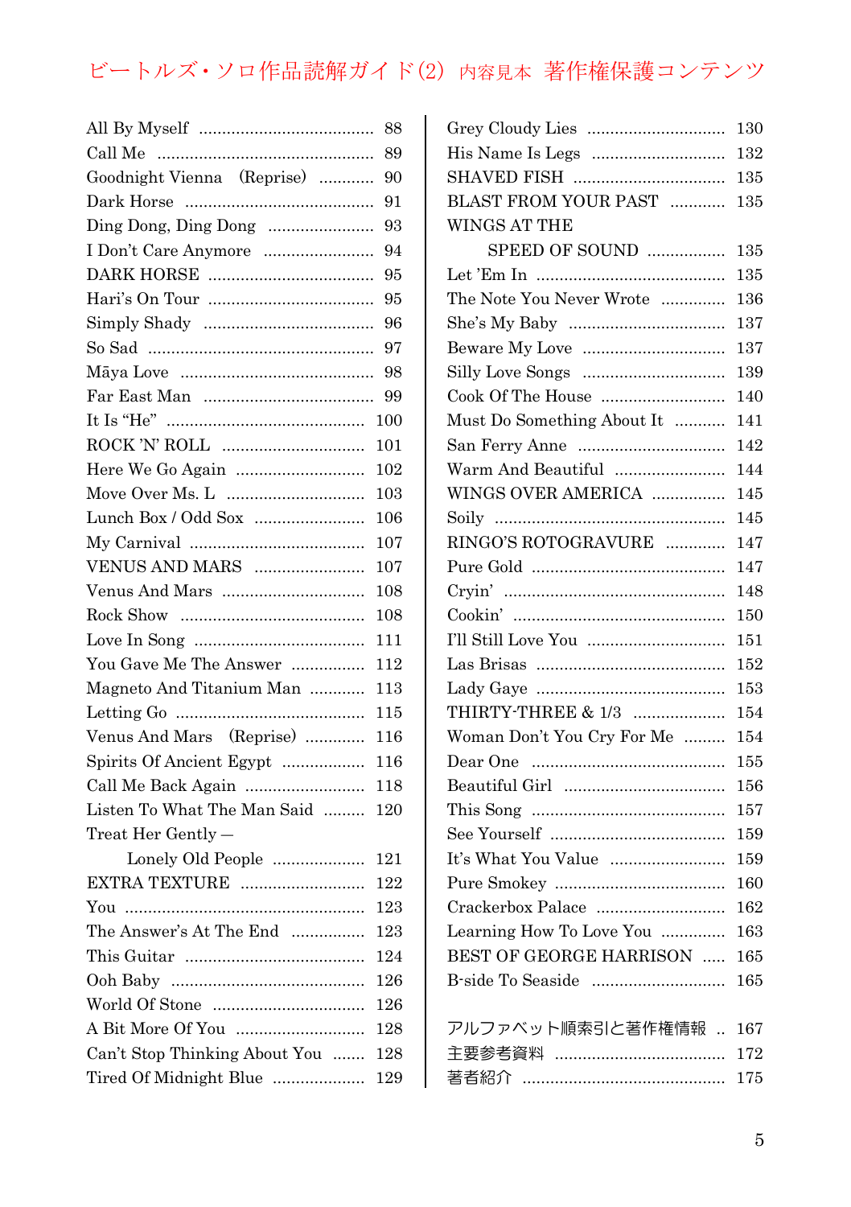ビートルズ・ソロ作品読解ガイド(2) 内容見本 著作権保護コンテンツ

| | |
|---|---|
| All By Myself | 88 |
| Call Me | 89 |
| Goodnight Vienna (Reprise) | 90 |
| Dark Horse | 91 |
| Ding Dong, Ding Dong | 93 |
| I Don't Care Anymore | 94 |
| DARK HORSE | 95 |
| Hari's On Tour | 95 |
| Simply Shady | 96 |
| So Sad | 97 |
| Māya Love | 98 |
| Far East Man | 99 |
| It Is "He" | 100 |
| ROCK 'N' ROLL | 101 |
| Here We Go Again | 102 |
| Move Over Ms. L | 103 |
| Lunch Box / Odd Sox | 106 |
| My Carnival | 107 |
| VENUS AND MARS | 107 |
| Venus And Mars | 108 |
| Rock Show | 108 |
| Love In Song | 111 |
| You Gave Me The Answer | 112 |
| Magneto And Titanium Man | 113 |
| Letting Go | 115 |
| Venus And Mars (Reprise) | 116 |
| Spirits Of Ancient Egypt | 116 |
| Call Me Back Again | 118 |
| Listen To What The Man Said | 120 |
| Treat Her Gently — Lonely Old People | 121 |
| EXTRA TEXTURE | 122 |
| You | 123 |
| The Answer's At The End | 123 |
| This Guitar | 124 |
| Ooh Baby | 126 |
| World Of Stone | 126 |
| A Bit More Of You | 128 |
| Can't Stop Thinking About You | 128 |
| Tired Of Midnight Blue | 129 |
| Grey Cloudy Lies | 130 |
| His Name Is Legs | 132 |
| SHAVED FISH | 135 |
| BLAST FROM YOUR PAST | 135 |
| WINGS AT THE SPEED OF SOUND | 135 |
| Let 'Em In | 135 |
| The Note You Never Wrote | 136 |
| She's My Baby | 137 |
| Beware My Love | 137 |
| Silly Love Songs | 139 |
| Cook Of The House | 140 |
| Must Do Something About It | 141 |
| San Ferry Anne | 142 |
| Warm And Beautiful | 144 |
| WINGS OVER AMERICA | 145 |
| Soily | 145 |
| RINGO'S ROTOGRAVURE | 147 |
| Pure Gold | 147 |
| Cryin' | 148 |
| Cookin' | 150 |
| I'll Still Love You | 151 |
| Las Brisas | 152 |
| Lady Gaye | 153 |
| THIRTY-THREE & 1/3 | 154 |
| Woman Don't You Cry For Me | 154 |
| Dear One | 155 |
| Beautiful Girl | 156 |
| This Song | 157 |
| See Yourself | 159 |
| It's What You Value | 159 |
| Pure Smokey | 160 |
| Crackerbox Palace | 162 |
| Learning How To Love You | 163 |
| BEST OF GEORGE HARRISON | 165 |
| B-side To Seaside | 165 |
| アルファベット順索引と著作権情報 | 167 |
| 主要参考資料 | 172 |
| 著者紹介 | 175 |